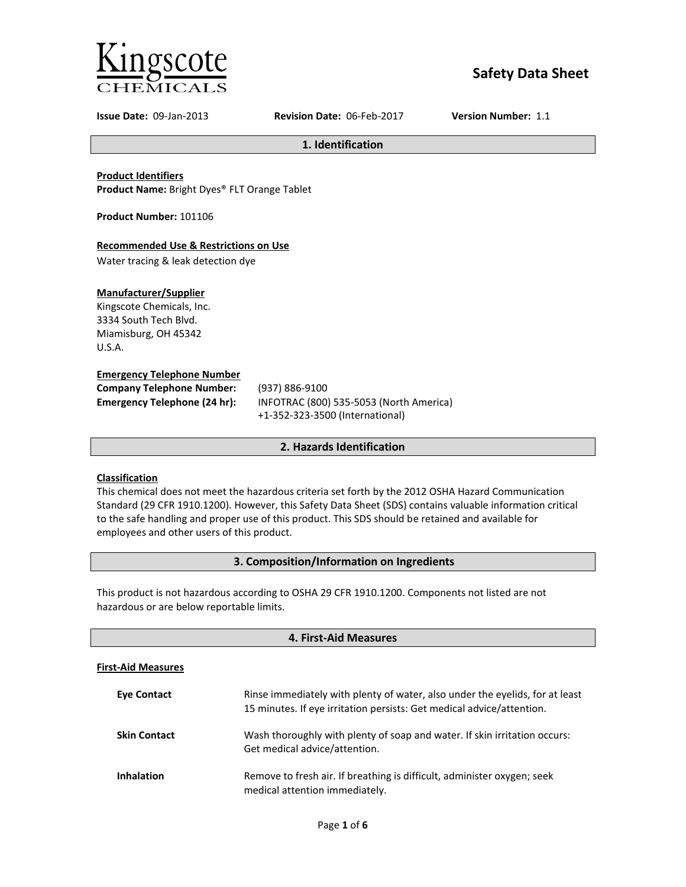Kingscote
CHEMICALS

# Safety Data Sheet

**Issue Date:** 09-Jan-2013 **Revision Date:** 06-Feb-2017 **Version Number:** 1.1

## 1. Identification

**Product Identifiers**
**Product Name:** Bright Dyes® FLT Orange Tablet

**Product Number:** 101106

**Recommended Use & Restrictions on Use**
Water tracing & leak detection dye

**Manufacturer/Supplier**
Kingscote Chemicals, Inc.
3334 South Tech Blvd.
Miamisburg, OH 45342
U.S.A.

**Emergency Telephone Number**

**Company Telephone Number:** (937) 886-9100
**Emergency Telephone (24 hr):** INFOTRAC (800) 535-5053 (North America)
+1-352-323-3500 (International)

## 2. Hazards Identification

**Classification**
This chemical does not meet the hazardous criteria set forth by the 2012 OSHA Hazard Communication Standard (29 CFR 1910.1200). However, this Safety Data Sheet (SDS) contains valuable information critical to the safe handling and proper use of this product. This SDS should be retained and available for employees and other users of this product.

## 3. Composition/Information on Ingredients

This product is not hazardous according to OSHA 29 CFR 1910.1200. Components not listed are not hazardous or are below reportable limits.

## 4. First-Aid Measures

**First-Aid Measures**

**Eye Contact** Rinse immediately with plenty of water, also under the eyelids, for at least 15 minutes. If eye irritation persists: Get medical advice/attention.

**Skin Contact** Wash thoroughly with plenty of soap and water. If skin irritation occurs: Get medical advice/attention.

**Inhalation** Remove to fresh air. If breathing is difficult, administer oxygen; seek medical attention immediately.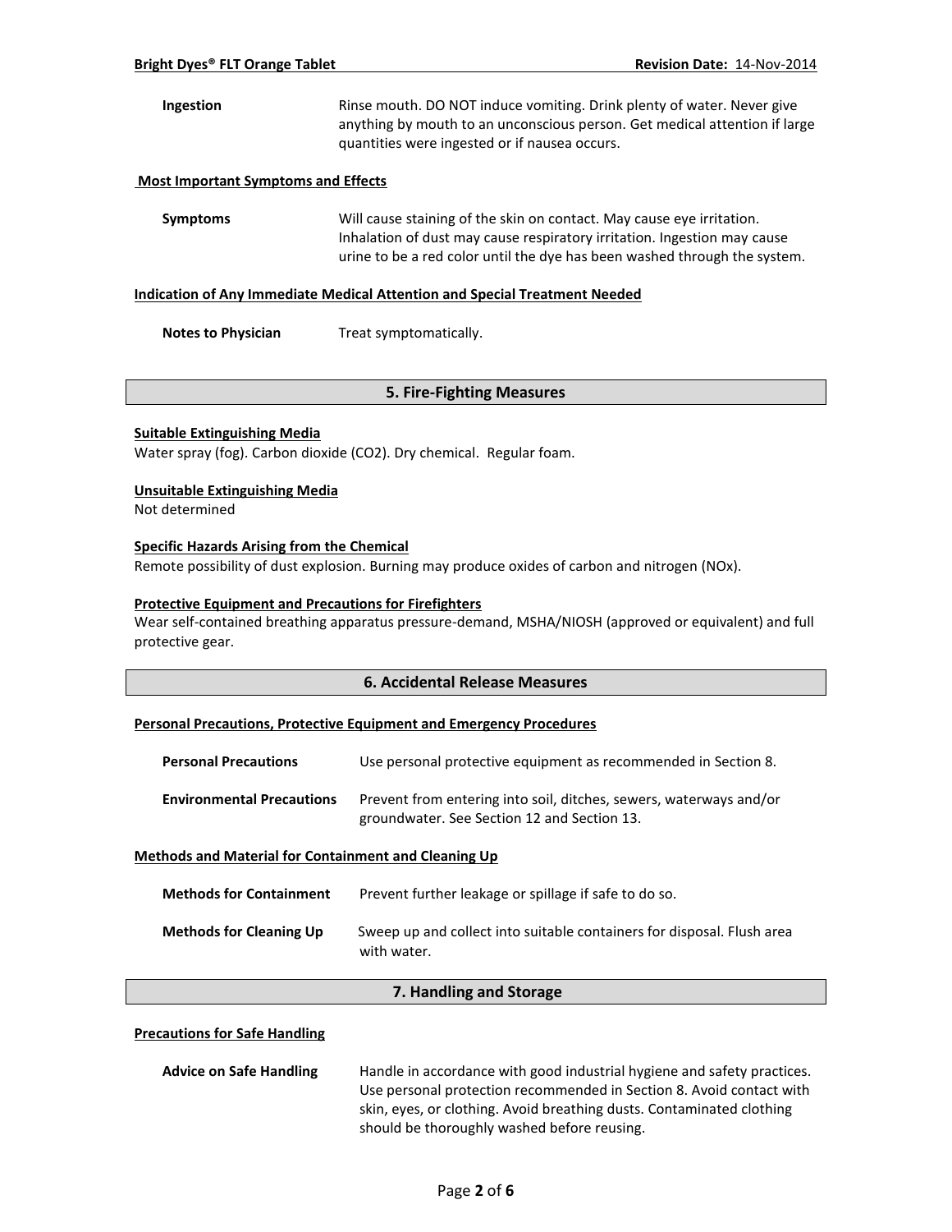**Ingestion** Rinse mouth. DO NOT induce vomiting. Drink plenty of water. Never give anything by mouth to an unconscious person. Get medical attention if large quantities were ingested or if nausea occurs.

**Most Important Symptoms and Effects**

**Symptoms** Will cause staining of the skin on contact. May cause eye irritation. Inhalation of dust may cause respiratory irritation. Ingestion may cause urine to be a red color until the dye has been washed through the system.

**Indication of Any Immediate Medical Attention and Special Treatment Needed**

**Notes to Physician** Treat symptomatically.

## 5. Fire-Fighting Measures

**Suitable Extinguishing Media**

Water spray (fog). Carbon dioxide (CO2). Dry chemical. Regular foam.

**Unsuitable Extinguishing Media**

Not determined

**Specific Hazards Arising from the Chemical**

Remote possibility of dust explosion. Burning may produce oxides of carbon and nitrogen (NOx).

**Protective Equipment and Precautions for Firefighters**

Wear self-contained breathing apparatus pressure-demand, MSHA/NIOSH (approved or equivalent) and full protective gear.

## 6. Accidental Release Measures

**Personal Precautions, Protective Equipment and Emergency Procedures**

**Personal Precautions** Use personal protective equipment as recommended in Section 8.

**Environmental Precautions** Prevent from entering into soil, ditches, sewers, waterways and/or groundwater. See Section 12 and Section 13.

**Methods and Material for Containment and Cleaning Up**

**Methods for Containment** Prevent further leakage or spillage if safe to do so.

**Methods for Cleaning Up** Sweep up and collect into suitable containers for disposal. Flush area with water.

## 7. Handling and Storage

**Precautions for Safe Handling**

**Advice on Safe Handling** Handle in accordance with good industrial hygiene and safety practices. Use personal protection recommended in Section 8. Avoid contact with skin, eyes, or clothing. Avoid breathing dusts. Contaminated clothing should be thoroughly washed before reusing.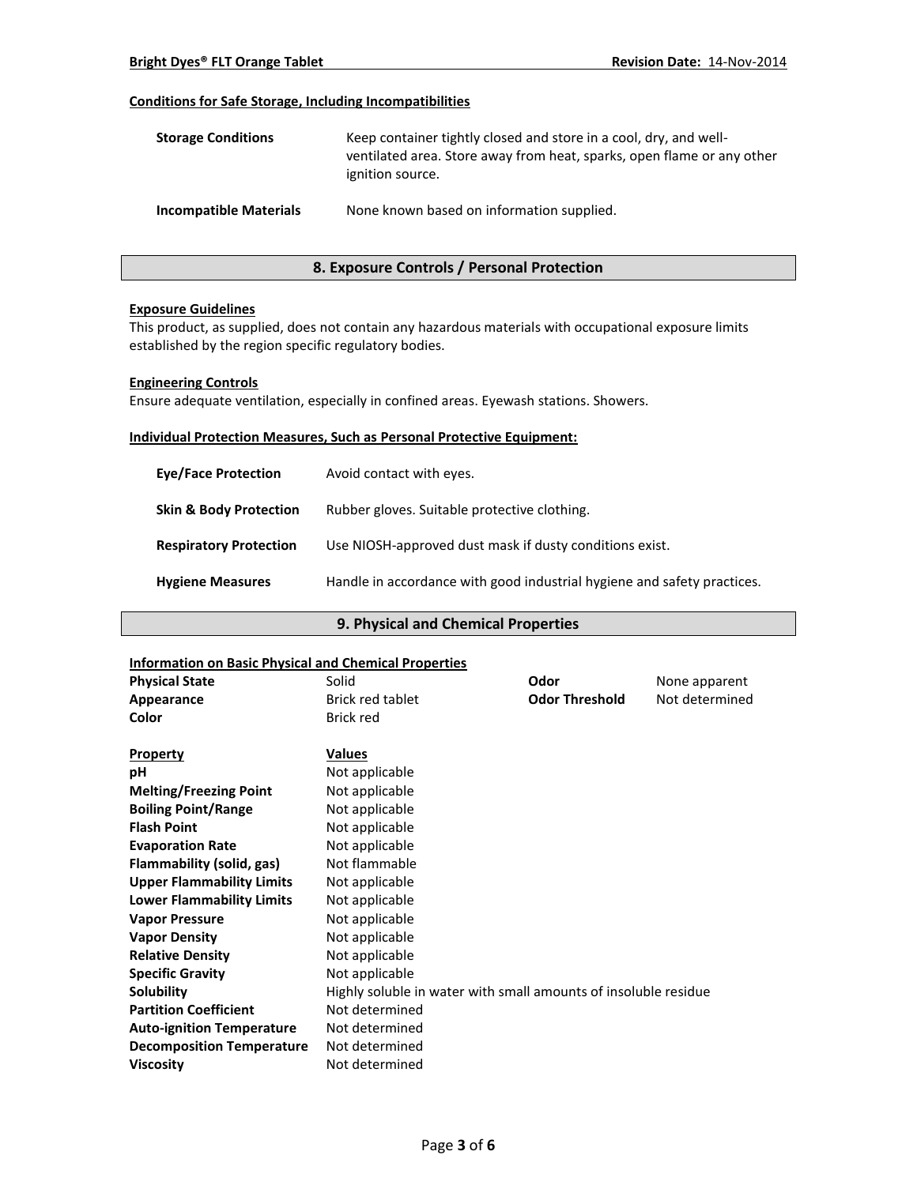**Conditions for Safe Storage, Including Incompatibilities**

| | |
|---|---|
| **Storage Conditions** | Keep container tightly closed and store in a cool, dry, and well-ventilated area. Store away from heat, sparks, open flame or any other ignition source. |
| **Incompatible Materials** | None known based on information supplied. |

## 8. Exposure Controls / Personal Protection

**Exposure Guidelines**

This product, as supplied, does not contain any hazardous materials with occupational exposure limits established by the region specific regulatory bodies.

**Engineering Controls**

Ensure adequate ventilation, especially in confined areas. Eyewash stations. Showers.

**Individual Protection Measures, Such as Personal Protective Equipment:**

| | |
|---|---|
| **Eye/Face Protection** | Avoid contact with eyes. |
| **Skin & Body Protection** | Rubber gloves. Suitable protective clothing. |
| **Respiratory Protection** | Use NIOSH-approved dust mask if dusty conditions exist. |
| **Hygiene Measures** | Handle in accordance with good industrial hygiene and safety practices. |

## 9. Physical and Chemical Properties

**Information on Basic Physical and Chemical Properties**

| | | | |
|---|---|---|---|
| **Physical State** | Solid | **Odor** | None apparent |
| **Appearance** | Brick red tablet | **Odor Threshold** | Not determined |
| **Color** | Brick red | | |

| Property | Values |
|---|---|
| **pH** | Not applicable |
| **Melting/Freezing Point** | Not applicable |
| **Boiling Point/Range** | Not applicable |
| **Flash Point** | Not applicable |
| **Evaporation Rate** | Not applicable |
| **Flammability (solid, gas)** | Not flammable |
| **Upper Flammability Limits** | Not applicable |
| **Lower Flammability Limits** | Not applicable |
| **Vapor Pressure** | Not applicable |
| **Vapor Density** | Not applicable |
| **Relative Density** | Not applicable |
| **Specific Gravity** | Not applicable |
| **Solubility** | Highly soluble in water with small amounts of insoluble residue |
| **Partition Coefficient** | Not determined |
| **Auto-ignition Temperature** | Not determined |
| **Decomposition Temperature** | Not determined |
| **Viscosity** | Not determined |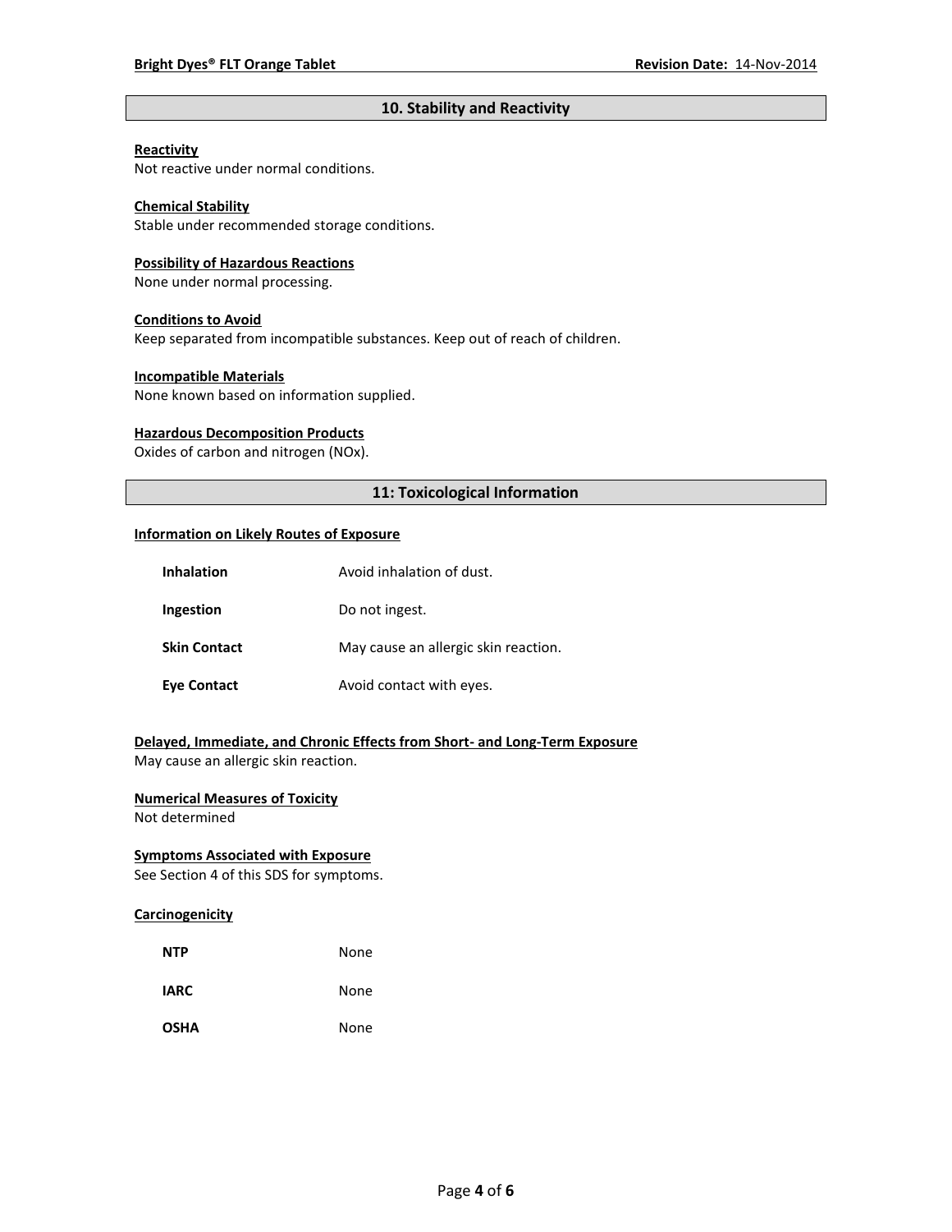## 10. Stability and Reactivity

**Reactivity**
Not reactive under normal conditions.

**Chemical Stability**
Stable under recommended storage conditions.

**Possibility of Hazardous Reactions**
None under normal processing.

**Conditions to Avoid**
Keep separated from incompatible substances. Keep out of reach of children.

**Incompatible Materials**
None known based on information supplied.

**Hazardous Decomposition Products**
Oxides of carbon and nitrogen (NOx).

## 11: Toxicological Information

**Information on Likely Routes of Exposure**

| | |
|---|---|
| **Inhalation** | Avoid inhalation of dust. |
| **Ingestion** | Do not ingest. |
| **Skin Contact** | May cause an allergic skin reaction. |
| **Eye Contact** | Avoid contact with eyes. |

**Delayed, Immediate, and Chronic Effects from Short- and Long-Term Exposure**
May cause an allergic skin reaction.

**Numerical Measures of Toxicity**
Not determined

**Symptoms Associated with Exposure**
See Section 4 of this SDS for symptoms.

**Carcinogenicity**

| | |
|---|---|
| **NTP** | None |
| **IARC** | None |
| **OSHA** | None |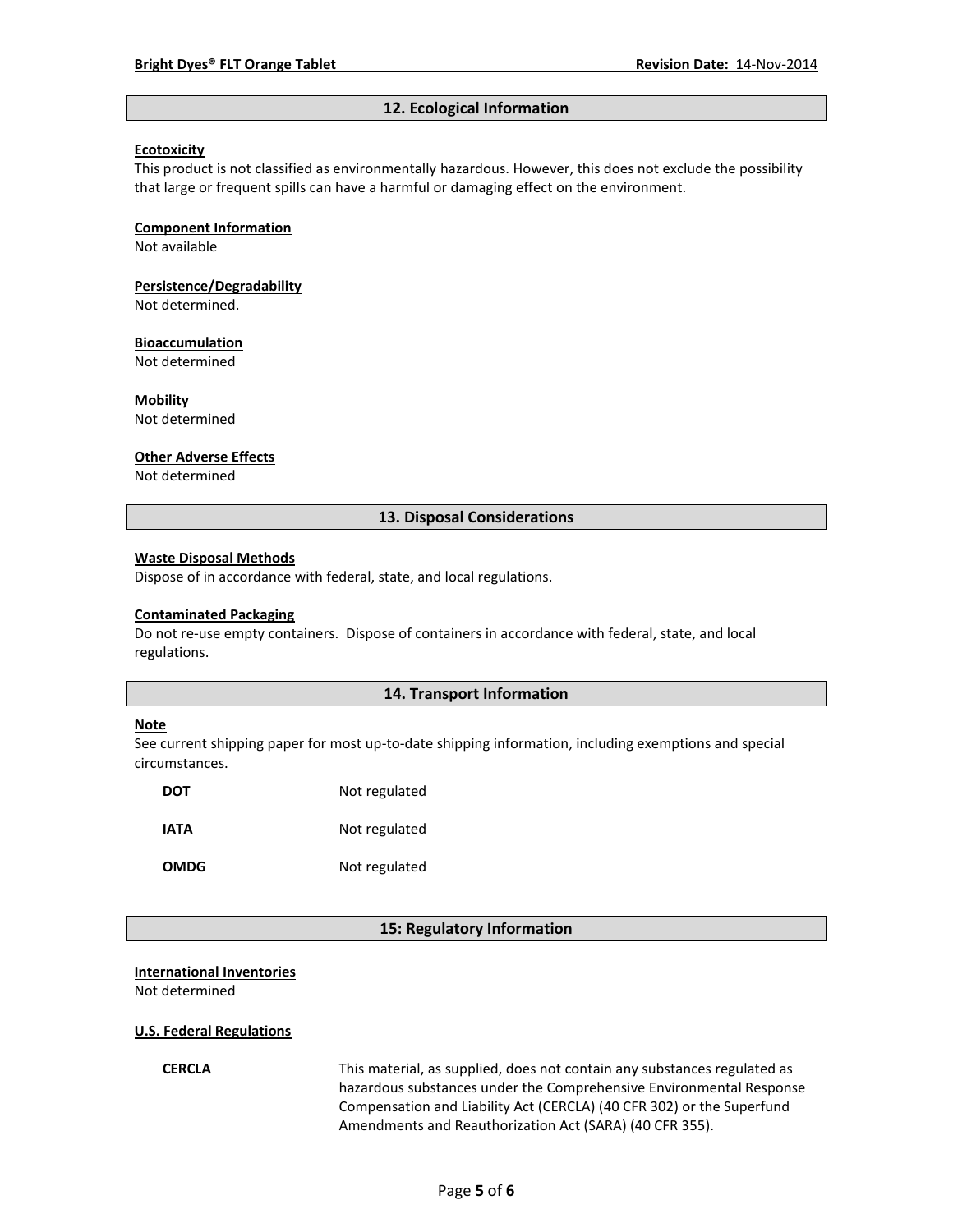## 12. Ecological Information

**Ecotoxicity**

This product is not classified as environmentally hazardous. However, this does not exclude the possibility that large or frequent spills can have a harmful or damaging effect on the environment.

**Component Information**

Not available

**Persistence/Degradability**

Not determined.

**Bioaccumulation**

Not determined

**Mobility**

Not determined

**Other Adverse Effects**

Not determined

## 13. Disposal Considerations

**Waste Disposal Methods**

Dispose of in accordance with federal, state, and local regulations.

**Contaminated Packaging**

Do not re-use empty containers. Dispose of containers in accordance with federal, state, and local regulations.

## 14. Transport Information

**Note**

See current shipping paper for most up-to-date shipping information, including exemptions and special circumstances.

| | |
|---|---|
| **DOT** | Not regulated |
| **IATA** | Not regulated |
| **OMDG** | Not regulated |

## 15: Regulatory Information

**International Inventories**

Not determined

**U.S. Federal Regulations**

| | |
|---|---|
| **CERCLA** | This material, as supplied, does not contain any substances regulated as hazardous substances under the Comprehensive Environmental Response Compensation and Liability Act (CERCLA) (40 CFR 302) or the Superfund Amendments and Reauthorization Act (SARA) (40 CFR 355). |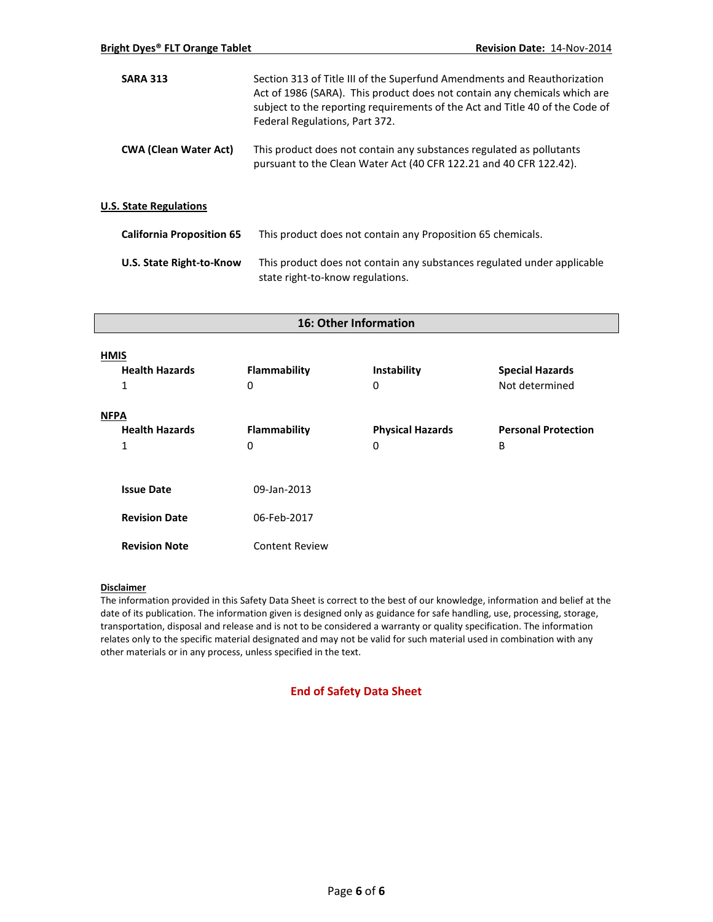| | |
|---|---|
| **SARA 313** | Section 313 of Title III of the Superfund Amendments and Reauthorization Act of 1986 (SARA). This product does not contain any chemicals which are subject to the reporting requirements of the Act and Title 40 of the Code of Federal Regulations, Part 372. |
| **CWA (Clean Water Act)** | This product does not contain any substances regulated as pollutants pursuant to the Clean Water Act (40 CFR 122.21 and 40 CFR 122.42). |

**U.S. State Regulations**

| | |
|---|---|
| **California Proposition 65** | This product does not contain any Proposition 65 chemicals. |
| **U.S. State Right-to-Know** | This product does not contain any substances regulated under applicable state right-to-know regulations. |

## 16: Other Information

**HMIS**

| Health Hazards | Flammability | Instability | Special Hazards |
|---|---|---|---|
| 1 | 0 | 0 | Not determined |

**NFPA**

| Health Hazards | Flammability | Physical Hazards | Personal Protection |
|---|---|---|---|
| 1 | 0 | 0 | B |

| | |
|---|---|
| **Issue Date** | 09-Jan-2013 |
| **Revision Date** | 06-Feb-2017 |
| **Revision Note** | Content Review |

**Disclaimer**

The information provided in this Safety Data Sheet is correct to the best of our knowledge, information and belief at the date of its publication. The information given is designed only as guidance for safe handling, use, processing, storage, transportation, disposal and release and is not to be considered a warranty or quality specification. The information relates only to the specific material designated and may not be valid for such material used in combination with any other materials or in any process, unless specified in the text.

**End of Safety Data Sheet**